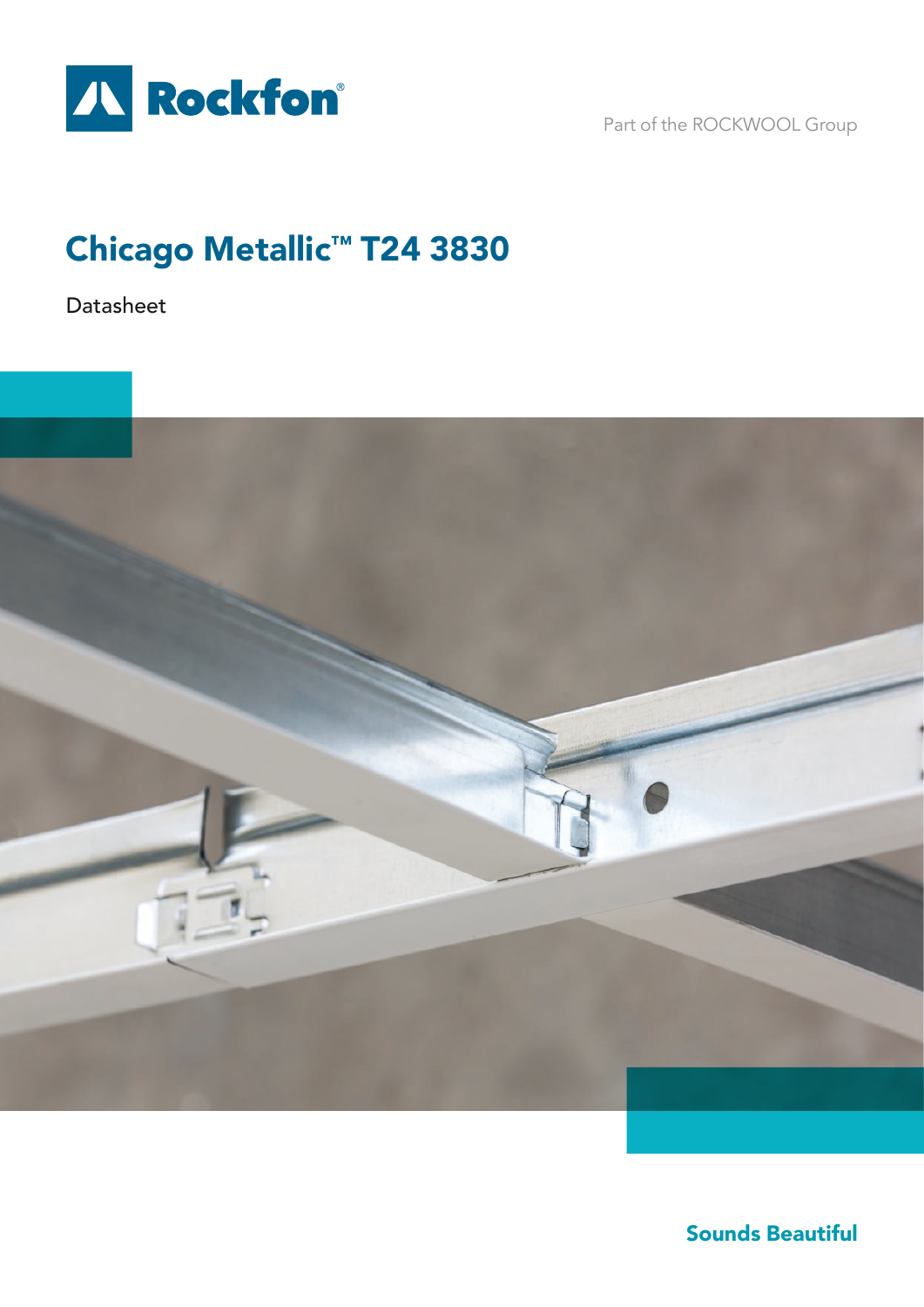Rockfon®

Part of the ROCKWOOL Group

# Chicago Metallic™ T24 3830

Datasheet

Sounds Beautiful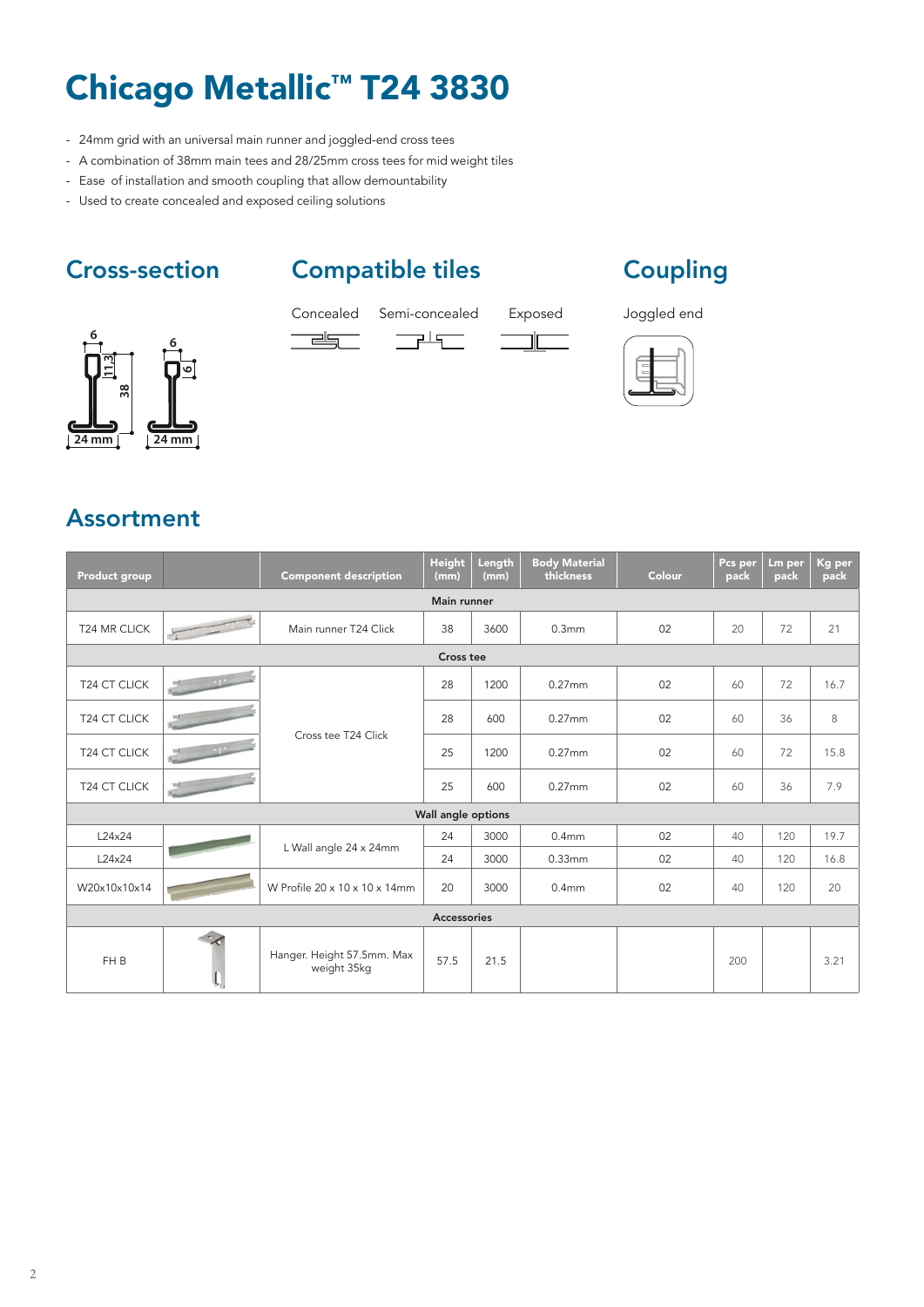# Chicago Metallic™ T24 3830

- 24mm grid with an universal main runner and joggled-end cross tees
- A combination of 38mm main tees and 28/25mm cross tees for mid weight tiles
- Ease of installation and smooth coupling that allow demountability
- Used to create concealed and exposed ceiling solutions

## Cross-section

6, 11.3, 38, 24 mm

6, 6, 24 mm

## Compatible tiles

Concealed | Semi-concealed | Exposed

## Coupling

Joggled end

## Assortment

| Product group | | Component description | Height (mm) | Length (mm) | Body Material thickness | Colour | Pcs per pack | Lm per pack | Kg per pack |
|---|---|---|---|---|---|---|---|---|---|
| **Main runner** | | | | | | | | | |
| T24 MR CLICK | | Main runner T24 Click | 38 | 3600 | 0.3mm | 02 | 20 | 72 | 21 |
| **Cross tee** | | | | | | | | | |
| T24 CT CLICK | | Cross tee T24 Click | 28 | 1200 | 0.27mm | 02 | 60 | 72 | 16.7 |
| T24 CT CLICK | | Cross tee T24 Click | 28 | 600 | 0.27mm | 02 | 60 | 36 | 8 |
| T24 CT CLICK | | Cross tee T24 Click | 25 | 1200 | 0.27mm | 02 | 60 | 72 | 15.8 |
| T24 CT CLICK | | Cross tee T24 Click | 25 | 600 | 0.27mm | 02 | 60 | 36 | 7.9 |
| **Wall angle options** | | | | | | | | | |
| L24x24 | | L Wall angle 24 x 24mm | 24 | 3000 | 0.4mm | 02 | 40 | 120 | 19.7 |
| L24x24 | | L Wall angle 24 x 24mm | 24 | 3000 | 0.33mm | 02 | 40 | 120 | 16.8 |
| W20x10x10x14 | | W Profile 20 x 10 x 10 x 14mm | 20 | 3000 | 0.4mm | 02 | 40 | 120 | 20 |
| **Accessories** | | | | | | | | | |
| FH B | | Hanger. Height 57.5mm. Max weight 35kg | 57.5 | 21.5 | | | 200 | | 3.21 |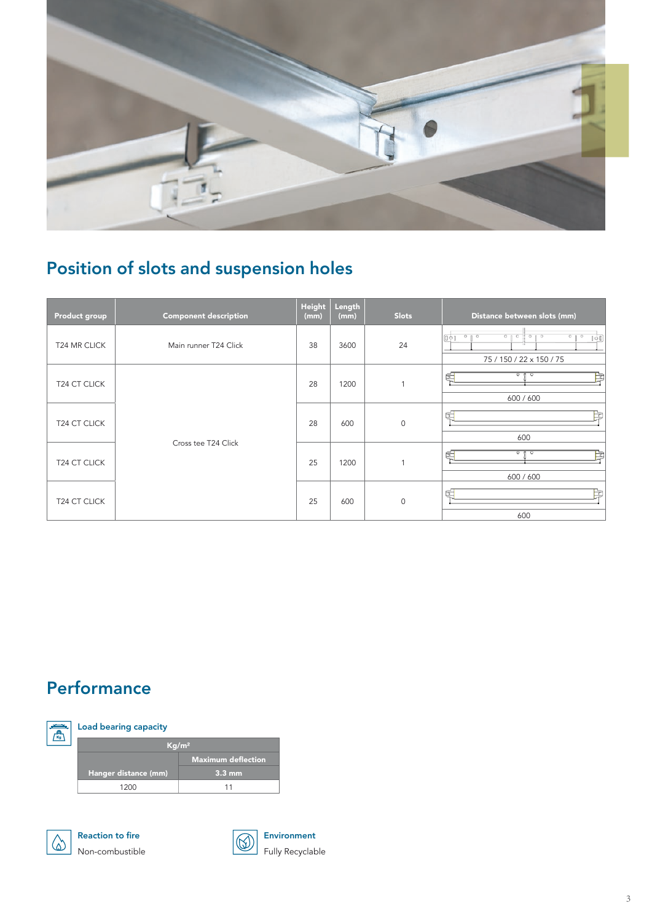## Position of slots and suspension holes

| Product group | Component description | Height (mm) | Length (mm) | Slots | Distance between slots (mm) |
|---|---|---|---|---|---|
| T24 MR CLICK | Main runner T24 Click | 38 | 3600 | 24 | 75 / 150 / 22 x 150 / 75 |
| T24 CT CLICK | Cross tee T24 Click | 28 | 1200 | 1 | 600 / 600 |
| T24 CT CLICK | Cross tee T24 Click | 28 | 600 | 0 | 600 |
| T24 CT CLICK | Cross tee T24 Click | 25 | 1200 | 1 | 600 / 600 |
| T24 CT CLICK | Cross tee T24 Click | 25 | 600 | 0 | 600 |

## Performance

### Load bearing capacity

| Kg/m² | |
|---|---|
| | Maximum deflection |
| Hanger distance (mm) | 3.3 mm |
| 1200 | 11 |

### Reaction to fire

Non-combustible

### Environment

Fully Recyclable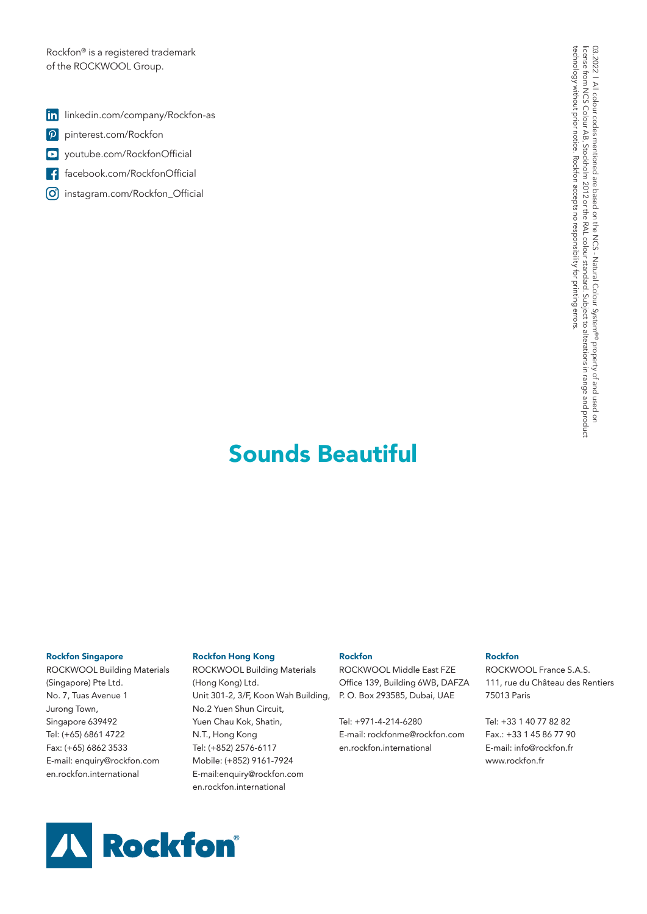Rockfon® is a registered trademark
of the ROCKWOOL Group.

linkedin.com/company/Rockfon-as

pinterest.com/Rockfon

youtube.com/RockfonOfficial

facebook.com/RockfonOfficial

instagram.com/Rockfon_Official

03.2022 | All colour codes mentioned are based on the NCS - Natural Colour System®© property of and used on license from NCS Colour AB, Stockholm 2012 or the RAL colour standard. Subject to alterations in range and product technology without prior notice. Rockfon accepts no responsibility for printing errors.

# Sounds Beautiful

**Rockfon Singapore**
ROCKWOOL Building Materials (Singapore) Pte Ltd.
No. 7, Tuas Avenue 1
Jurong Town,
Singapore 639492
Tel: (+65) 6861 4722
Fax: (+65) 6862 3533
E-mail: enquiry@rockfon.com
en.rockfon.international

**Rockfon Hong Kong**
ROCKWOOL Building Materials (Hong Kong) Ltd.
Unit 301-2, 3/F, Koon Wah Building,
No.2 Yuen Shun Circuit,
Yuen Chau Kok, Shatin,
N.T., Hong Kong
Tel: (+852) 2576-6117
Mobile: (+852) 9161-7924
E-mail:enquiry@rockfon.com
en.rockfon.international

**Rockfon**
ROCKWOOL Middle East FZE
Office 139, Building 6WB, DAFZA
P. O. Box 293585, Dubai, UAE

Tel: +971-4-214-6280
E-mail: rockfonme@rockfon.com
en.rockfon.international

**Rockfon**
ROCKWOOL France S.A.S.
111, rue du Château des Rentiers
75013 Paris

Tel: +33 1 40 77 82 82
Fax.: +33 1 45 86 77 90
E-mail: info@rockfon.fr
www.rockfon.fr

Rockfon®